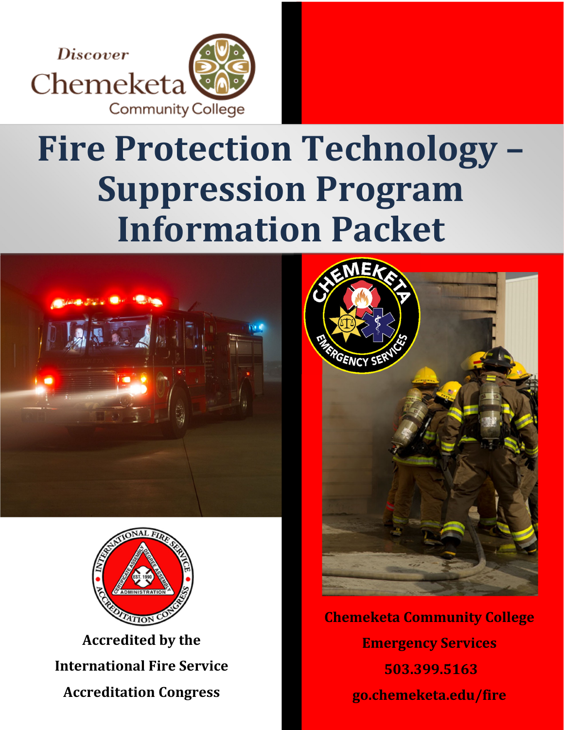Discover Chemeketa Community College

# Fire Protection Technology – Suppression Program Information Packet

Accredited by the International Fire Service Accreditation Congress

Chemeketa Community College

Emergency Services

503.399.5163

go.chemeketa.edu/fire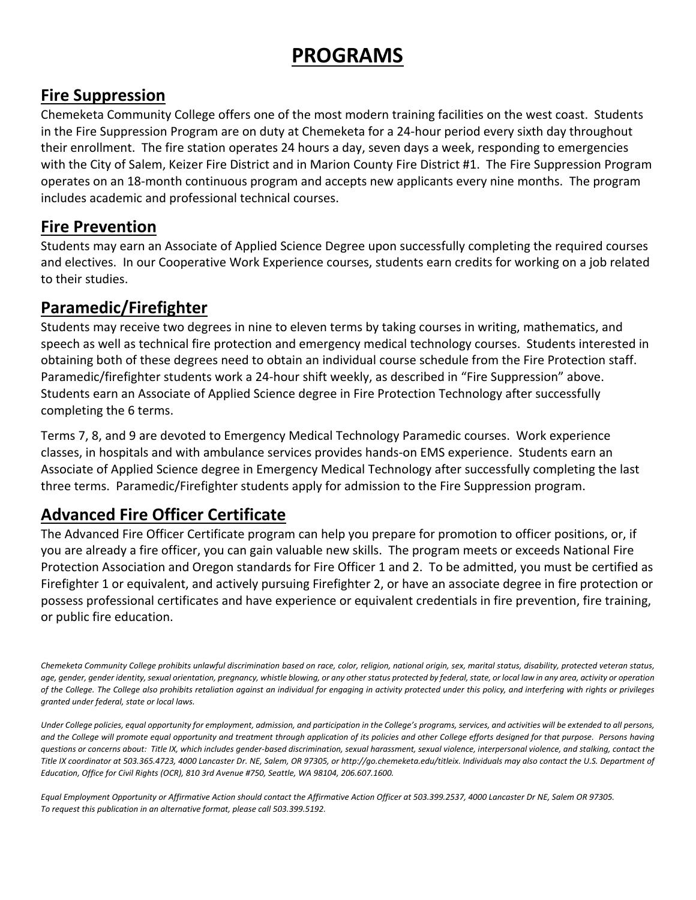# PROGRAMS

## Fire Suppression

Chemeketa Community College offers one of the most modern training facilities on the west coast. Students in the Fire Suppression Program are on duty at Chemeketa for a 24-hour period every sixth day throughout their enrollment. The fire station operates 24 hours a day, seven days a week, responding to emergencies with the City of Salem, Keizer Fire District and in Marion County Fire District #1. The Fire Suppression Program operates on an 18-month continuous program and accepts new applicants every nine months. The program includes academic and professional technical courses.

## Fire Prevention

Students may earn an Associate of Applied Science Degree upon successfully completing the required courses and electives. In our Cooperative Work Experience courses, students earn credits for working on a job related to their studies.

## Paramedic/Firefighter

Students may receive two degrees in nine to eleven terms by taking courses in writing, mathematics, and speech as well as technical fire protection and emergency medical technology courses. Students interested in obtaining both of these degrees need to obtain an individual course schedule from the Fire Protection staff. Paramedic/firefighter students work a 24-hour shift weekly, as described in "Fire Suppression" above. Students earn an Associate of Applied Science degree in Fire Protection Technology after successfully completing the 6 terms.

Terms 7, 8, and 9 are devoted to Emergency Medical Technology Paramedic courses. Work experience classes, in hospitals and with ambulance services provides hands-on EMS experience. Students earn an Associate of Applied Science degree in Emergency Medical Technology after successfully completing the last three terms. Paramedic/Firefighter students apply for admission to the Fire Suppression program.

## Advanced Fire Officer Certificate

The Advanced Fire Officer Certificate program can help you prepare for promotion to officer positions, or, if you are already a fire officer, you can gain valuable new skills. The program meets or exceeds National Fire Protection Association and Oregon standards for Fire Officer 1 and 2. To be admitted, you must be certified as Firefighter 1 or equivalent, and actively pursuing Firefighter 2, or have an associate degree in fire protection or possess professional certificates and have experience or equivalent credentials in fire prevention, fire training, or public fire education.

*Chemeketa Community College prohibits unlawful discrimination based on race, color, religion, national origin, sex, marital status, disability, protected veteran status, age, gender, gender identity, sexual orientation, pregnancy, whistle blowing, or any other status protected by federal, state, or local law in any area, activity or operation of the College. The College also prohibits retaliation against an individual for engaging in activity protected under this policy, and interfering with rights or privileges granted under federal, state or local laws.*

*Under College policies, equal opportunity for employment, admission, and participation in the College's programs, services, and activities will be extended to all persons, and the College will promote equal opportunity and treatment through application of its policies and other College efforts designed for that purpose. Persons having questions or concerns about: Title IX, which includes gender-based discrimination, sexual harassment, sexual violence, interpersonal violence, and stalking, contact the Title IX coordinator at 503.365.4723, 4000 Lancaster Dr. NE, Salem, OR 97305, or http://go.chemeketa.edu/titleix. Individuals may also contact the U.S. Department of Education, Office for Civil Rights (OCR), 810 3rd Avenue #750, Seattle, WA 98104, 206.607.1600.*

*Equal Employment Opportunity or Affirmative Action should contact the Affirmative Action Officer at 503.399.2537, 4000 Lancaster Dr NE, Salem OR 97305.*
*To request this publication in an alternative format, please call 503.399.5192.*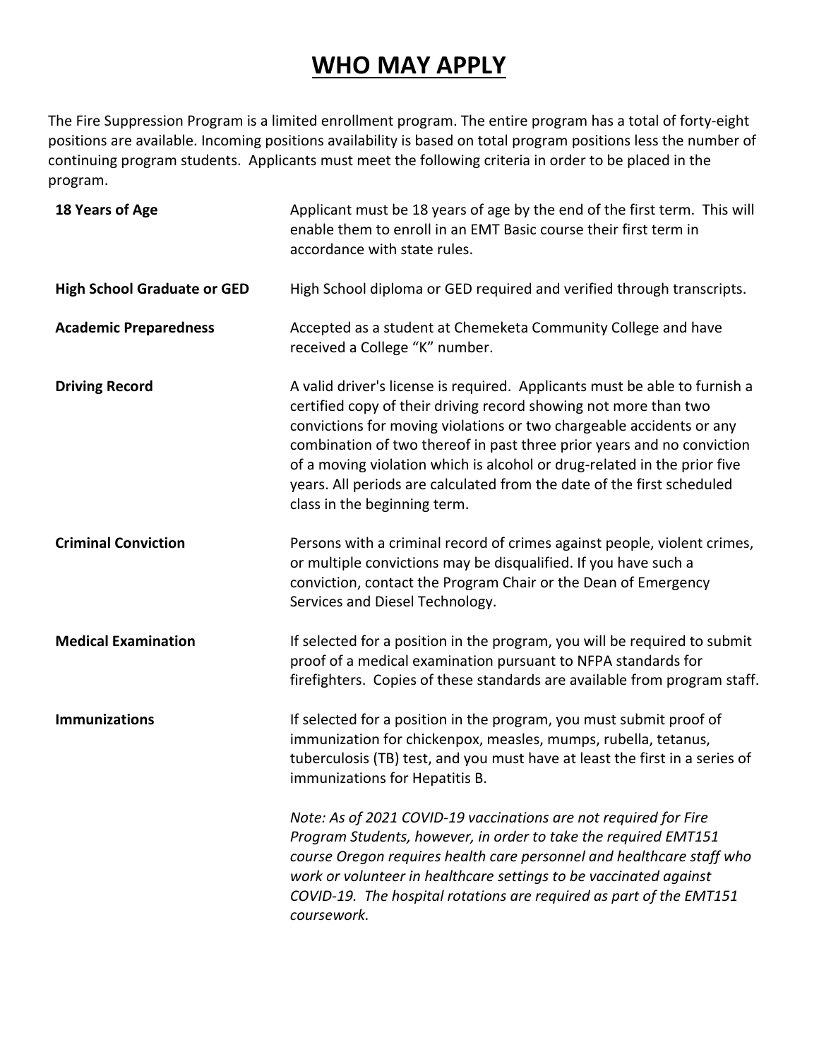# WHO MAY APPLY

The Fire Suppression Program is a limited enrollment program. The entire program has a total of forty-eight positions are available. Incoming positions availability is based on total program positions less the number of continuing program students. Applicants must meet the following criteria in order to be placed in the program.

| | |
|---|---|
| **18 Years of Age** | Applicant must be 18 years of age by the end of the first term. This will enable them to enroll in an EMT Basic course their first term in accordance with state rules. |
| **High School Graduate or GED** | High School diploma or GED required and verified through transcripts. |
| **Academic Preparedness** | Accepted as a student at Chemeketa Community College and have received a College "K" number. |
| **Driving Record** | A valid driver's license is required. Applicants must be able to furnish a certified copy of their driving record showing not more than two convictions for moving violations or two chargeable accidents or any combination of two thereof in past three prior years and no conviction of a moving violation which is alcohol or drug-related in the prior five years. All periods are calculated from the date of the first scheduled class in the beginning term. |
| **Criminal Conviction** | Persons with a criminal record of crimes against people, violent crimes, or multiple convictions may be disqualified. If you have such a conviction, contact the Program Chair or the Dean of Emergency Services and Diesel Technology. |
| **Medical Examination** | If selected for a position in the program, you will be required to submit proof of a medical examination pursuant to NFPA standards for firefighters. Copies of these standards are available from program staff. |
| **Immunizations** | If selected for a position in the program, you must submit proof of immunization for chickenpox, measles, mumps, rubella, tetanus, tuberculosis (TB) test, and you must have at least the first in a series of immunizations for Hepatitis B.<br><br>*Note: As of 2021 COVID-19 vaccinations are not required for Fire Program Students, however, in order to take the required EMT151 course Oregon requires health care personnel and healthcare staff who work or volunteer in healthcare settings to be vaccinated against COVID-19. The hospital rotations are required as part of the EMT151 coursework.* |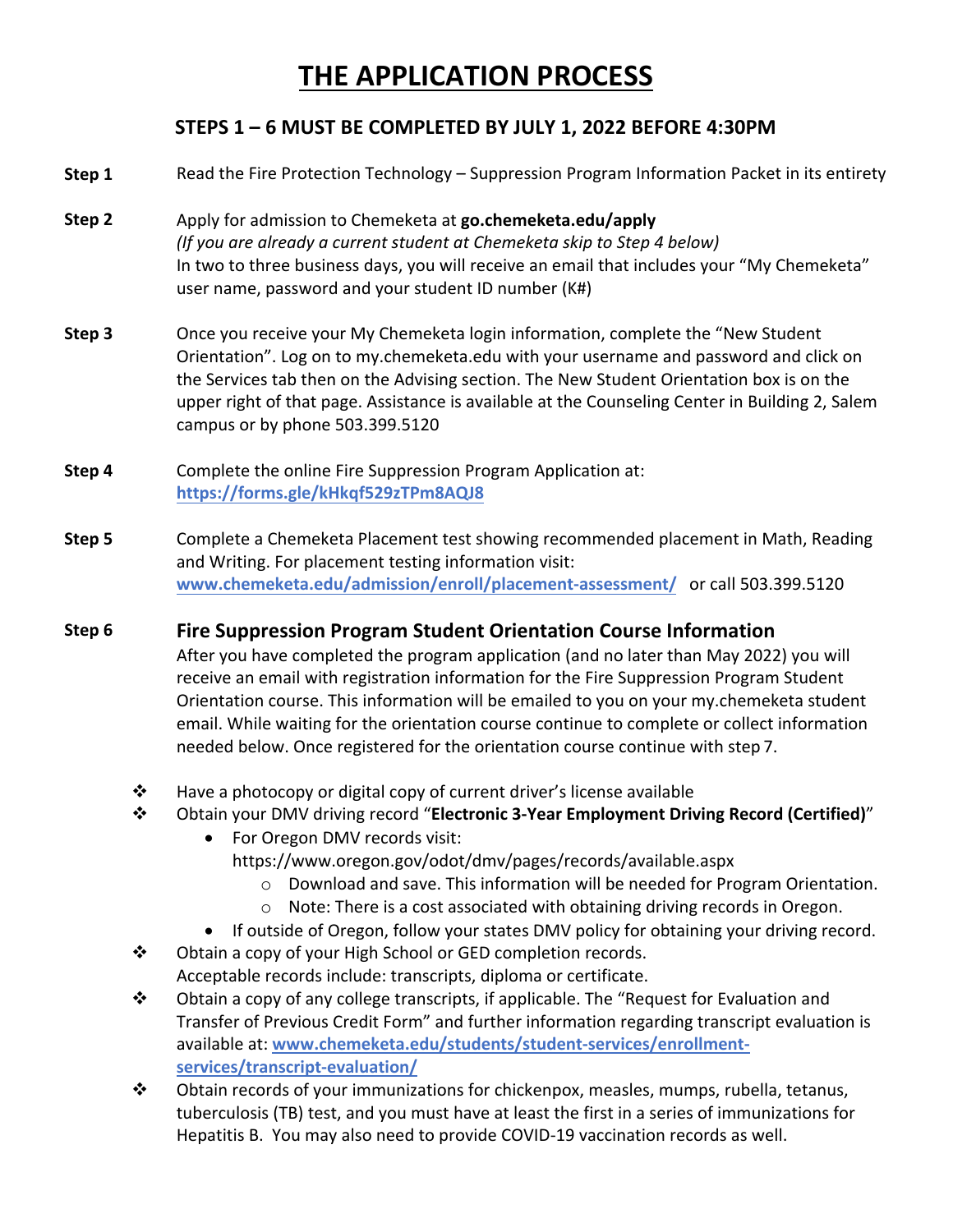# THE APPLICATION PROCESS

## STEPS 1 – 6 MUST BE COMPLETED BY JULY 1, 2022 BEFORE 4:30PM

**Step 1** Read the Fire Protection Technology – Suppression Program Information Packet in its entirety

**Step 2** Apply for admission to Chemeketa at **go.chemeketa.edu/apply**
*(If you are already a current student at Chemeketa skip to Step 4 below)*
In two to three business days, you will receive an email that includes your "My Chemeketa" user name, password and your student ID number (K#)

**Step 3** Once you receive your My Chemeketa login information, complete the "New Student Orientation". Log on to my.chemeketa.edu with your username and password and click on the Services tab then on the Advising section. The New Student Orientation box is on the upper right of that page. Assistance is available at the Counseling Center in Building 2, Salem campus or by phone 503.399.5120

**Step 4** Complete the online Fire Suppression Program Application at:
**https://forms.gle/kHkqf529zTPm8AQJ8**

**Step 5** Complete a Chemeketa Placement test showing recommended placement in Math, Reading and Writing. For placement testing information visit:
**www.chemeketa.edu/admission/enroll/placement-assessment/** or call 503.399.5120

**Step 6** **Fire Suppression Program Student Orientation Course Information**
After you have completed the program application (and no later than May 2022) you will receive an email with registration information for the Fire Suppression Program Student Orientation course. This information will be emailed to you on your my.chemeketa student email. While waiting for the orientation course continue to complete or collect information needed below. Once registered for the orientation course continue with step 7.

- Have a photocopy or digital copy of current driver's license available
- Obtain your DMV driving record "**Electronic 3-Year Employment Driving Record (Certified)**"
  - For Oregon DMV records visit:
    https://www.oregon.gov/odot/dmv/pages/records/available.aspx
    - Download and save. This information will be needed for Program Orientation.
    - Note: There is a cost associated with obtaining driving records in Oregon.
  - If outside of Oregon, follow your states DMV policy for obtaining your driving record.
- Obtain a copy of your High School or GED completion records.
  Acceptable records include: transcripts, diploma or certificate.
- Obtain a copy of any college transcripts, if applicable. The "Request for Evaluation and Transfer of Previous Credit Form" and further information regarding transcript evaluation is available at: **www.chemeketa.edu/students/student-services/enrollment-services/transcript-evaluation/**
- Obtain records of your immunizations for chickenpox, measles, mumps, rubella, tetanus, tuberculosis (TB) test, and you must have at least the first in a series of immunizations for Hepatitis B. You may also need to provide COVID-19 vaccination records as well.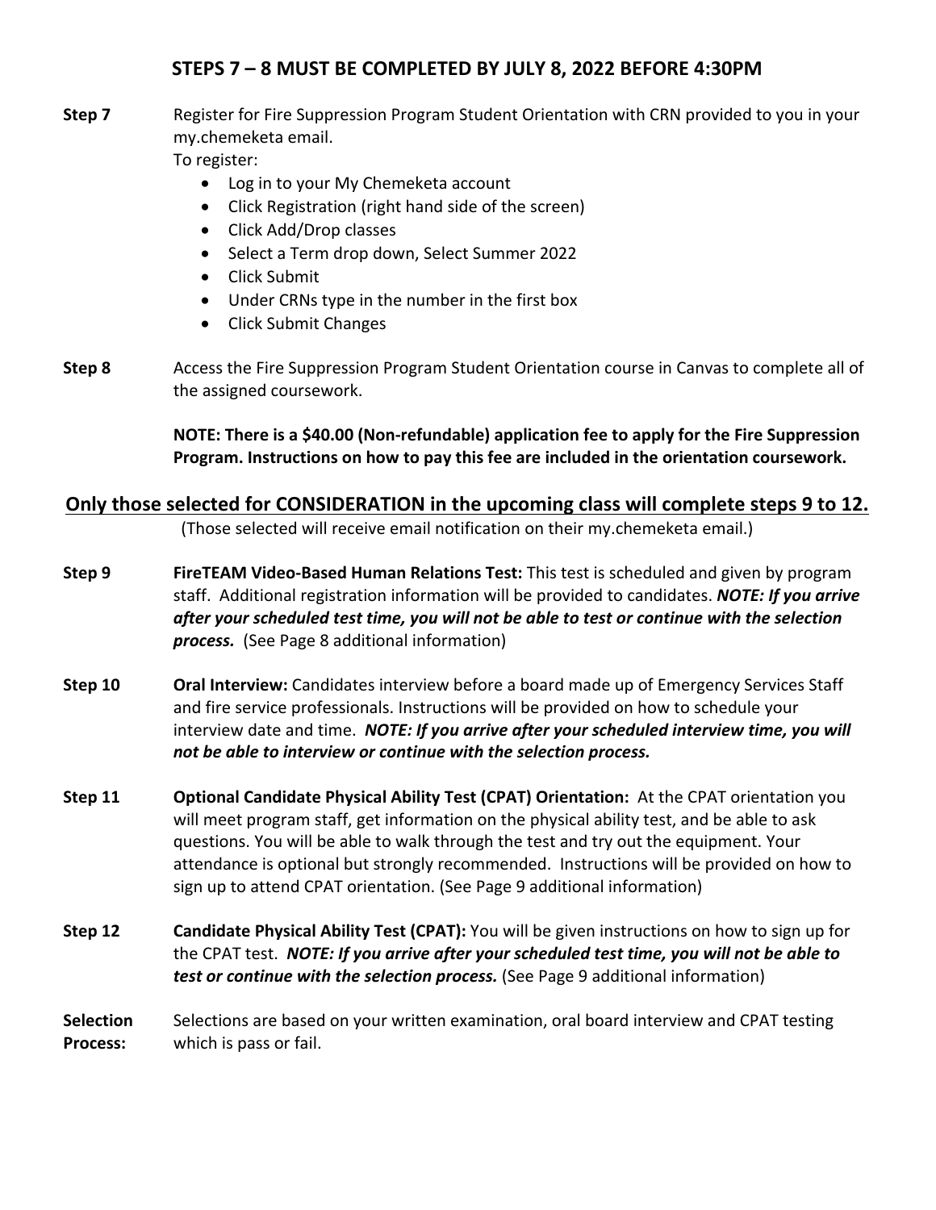## STEPS 7 – 8 MUST BE COMPLETED BY JULY 8, 2022 BEFORE 4:30PM

**Step 7** Register for Fire Suppression Program Student Orientation with CRN provided to you in your my.chemeketa email.
To register:

- Log in to your My Chemeketa account
- Click Registration (right hand side of the screen)
- Click Add/Drop classes
- Select a Term drop down, Select Summer 2022
- Click Submit
- Under CRNs type in the number in the first box
- Click Submit Changes

**Step 8** Access the Fire Suppression Program Student Orientation course in Canvas to complete all of the assigned coursework.

**NOTE: There is a $40.00 (Non-refundable) application fee to apply for the Fire Suppression Program. Instructions on how to pay this fee are included in the orientation coursework.**

## Only those selected for CONSIDERATION in the upcoming class will complete steps 9 to 12.

(Those selected will receive email notification on their my.chemeketa email.)

**Step 9** **FireTEAM Video-Based Human Relations Test:** This test is scheduled and given by program staff. Additional registration information will be provided to candidates. ***NOTE: If you arrive after your scheduled test time, you will not be able to test or continue with the selection process.*** (See Page 8 additional information)

**Step 10** **Oral Interview:** Candidates interview before a board made up of Emergency Services Staff and fire service professionals. Instructions will be provided on how to schedule your interview date and time. ***NOTE: If you arrive after your scheduled interview time, you will not be able to interview or continue with the selection process.***

**Step 11** **Optional Candidate Physical Ability Test (CPAT) Orientation:** At the CPAT orientation you will meet program staff, get information on the physical ability test, and be able to ask questions. You will be able to walk through the test and try out the equipment. Your attendance is optional but strongly recommended. Instructions will be provided on how to sign up to attend CPAT orientation. (See Page 9 additional information)

**Step 12** **Candidate Physical Ability Test (CPAT):** You will be given instructions on how to sign up for the CPAT test. ***NOTE: If you arrive after your scheduled test time, you will not be able to test or continue with the selection process.*** (See Page 9 additional information)

**Selection Process:** Selections are based on your written examination, oral board interview and CPAT testing which is pass or fail.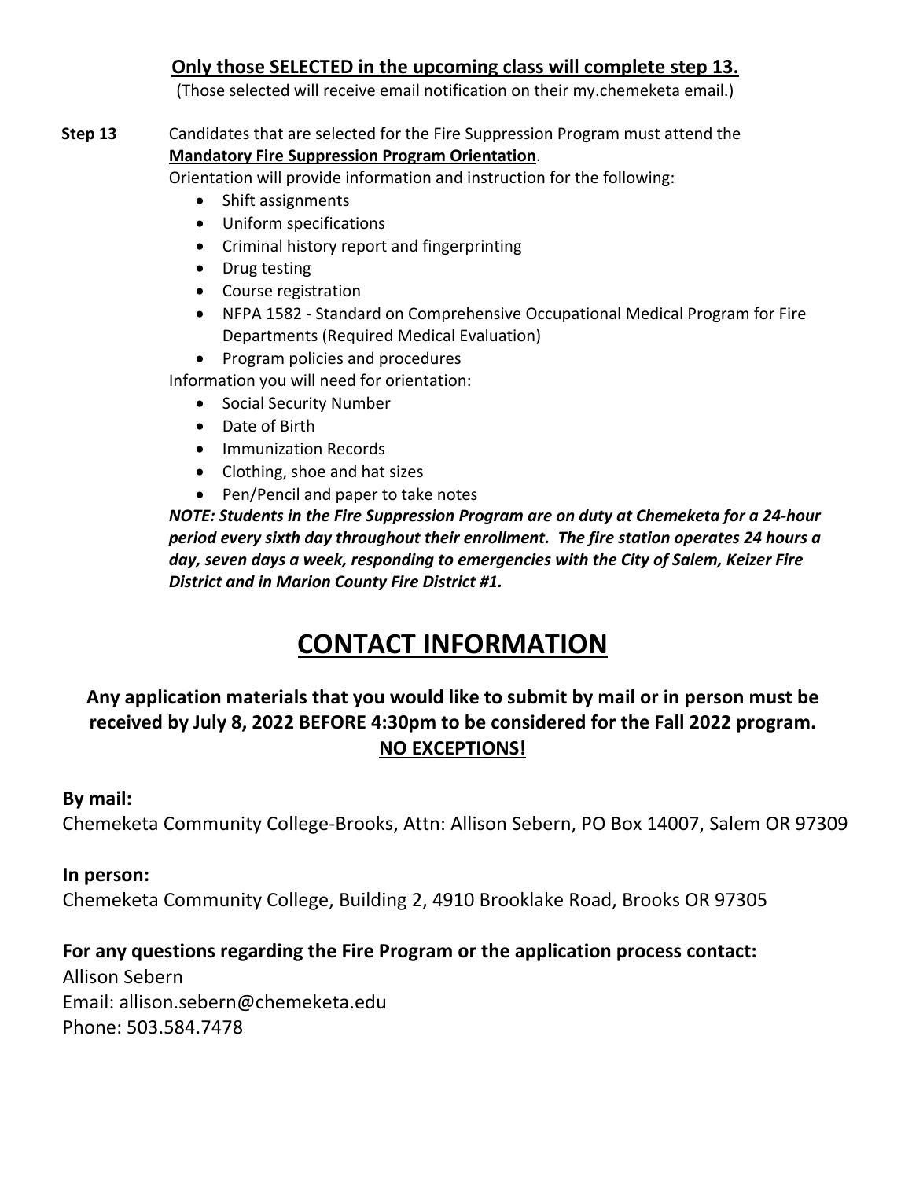**Only those SELECTED in the upcoming class will complete step 13.**

(Those selected will receive email notification on their my.chemeketa email.)

**Step 13** Candidates that are selected for the Fire Suppression Program must attend the **Mandatory Fire Suppression Program Orientation**.

Orientation will provide information and instruction for the following:

- Shift assignments
- Uniform specifications
- Criminal history report and fingerprinting
- Drug testing
- Course registration
- NFPA 1582 - Standard on Comprehensive Occupational Medical Program for Fire Departments (Required Medical Evaluation)
- Program policies and procedures

Information you will need for orientation:

- Social Security Number
- Date of Birth
- Immunization Records
- Clothing, shoe and hat sizes
- Pen/Pencil and paper to take notes

***NOTE: Students in the Fire Suppression Program are on duty at Chemeketa for a 24-hour period every sixth day throughout their enrollment. The fire station operates 24 hours a day, seven days a week, responding to emergencies with the City of Salem, Keizer Fire District and in Marion County Fire District #1.***

# CONTACT INFORMATION

**Any application materials that you would like to submit by mail or in person must be received by July 8, 2022 BEFORE 4:30pm to be considered for the Fall 2022 program. NO EXCEPTIONS!**

**By mail:**

Chemeketa Community College-Brooks, Attn: Allison Sebern, PO Box 14007, Salem OR 97309

**In person:**

Chemeketa Community College, Building 2, 4910 Brooklake Road, Brooks OR 97305

**For any questions regarding the Fire Program or the application process contact:**

Allison Sebern
Email: allison.sebern@chemeketa.edu
Phone: 503.584.7478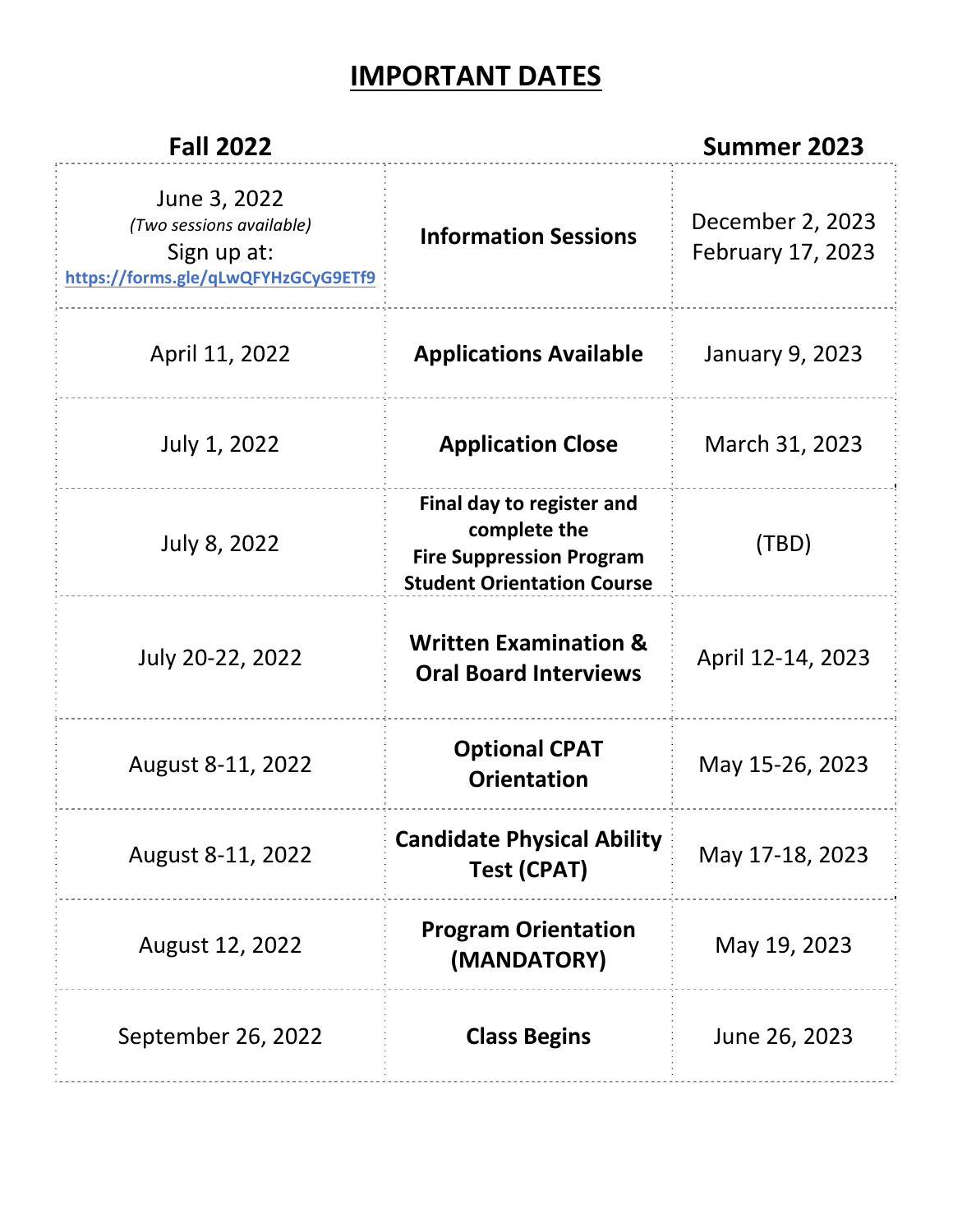# IMPORTANT DATES

| Fall 2022 | | Summer 2023 |
|---|---|---|
| June 3, 2022<br>*(Two sessions available)*<br>Sign up at:<br>**https://forms.gle/qLwQFYHzGCyG9ETf9** | **Information Sessions** | December 2, 2023<br>February 17, 2023 |
| April 11, 2022 | **Applications Available** | January 9, 2023 |
| July 1, 2022 | **Application Close** | March 31, 2023 |
| July 8, 2022 | **Final day to register and complete the Fire Suppression Program Student Orientation Course** | (TBD) |
| July 20-22, 2022 | **Written Examination & Oral Board Interviews** | April 12-14, 2023 |
| August 8-11, 2022 | **Optional CPAT Orientation** | May 15-26, 2023 |
| August 8-11, 2022 | **Candidate Physical Ability Test (CPAT)** | May 17-18, 2023 |
| August 12, 2022 | **Program Orientation (MANDATORY)** | May 19, 2023 |
| September 26, 2022 | **Class Begins** | June 26, 2023 |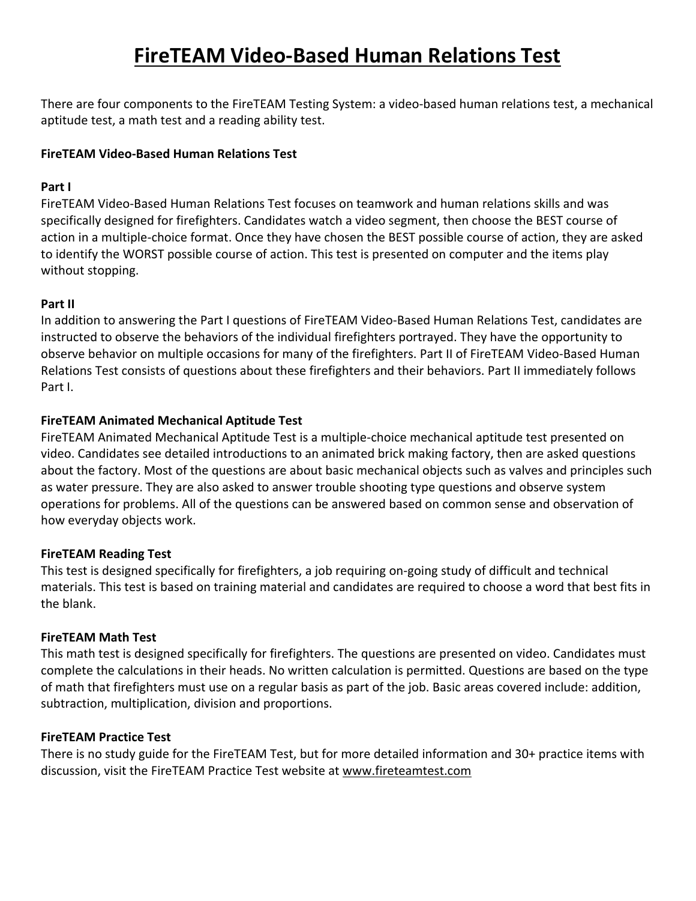# FireTEAM Video-Based Human Relations Test

There are four components to the FireTEAM Testing System: a video-based human relations test, a mechanical aptitude test, a math test and a reading ability test.

**FireTEAM Video-Based Human Relations Test**

**Part I**

FireTEAM Video-Based Human Relations Test focuses on teamwork and human relations skills and was specifically designed for firefighters. Candidates watch a video segment, then choose the BEST course of action in a multiple-choice format. Once they have chosen the BEST possible course of action, they are asked to identify the WORST possible course of action. This test is presented on computer and the items play without stopping.

**Part II**

In addition to answering the Part I questions of FireTEAM Video-Based Human Relations Test, candidates are instructed to observe the behaviors of the individual firefighters portrayed. They have the opportunity to observe behavior on multiple occasions for many of the firefighters. Part II of FireTEAM Video-Based Human Relations Test consists of questions about these firefighters and their behaviors. Part II immediately follows Part I.

**FireTEAM Animated Mechanical Aptitude Test**

FireTEAM Animated Mechanical Aptitude Test is a multiple-choice mechanical aptitude test presented on video. Candidates see detailed introductions to an animated brick making factory, then are asked questions about the factory. Most of the questions are about basic mechanical objects such as valves and principles such as water pressure. They are also asked to answer trouble shooting type questions and observe system operations for problems. All of the questions can be answered based on common sense and observation of how everyday objects work.

**FireTEAM Reading Test**

This test is designed specifically for firefighters, a job requiring on-going study of difficult and technical materials. This test is based on training material and candidates are required to choose a word that best fits in the blank.

**FireTEAM Math Test**

This math test is designed specifically for firefighters. The questions are presented on video. Candidates must complete the calculations in their heads. No written calculation is permitted. Questions are based on the type of math that firefighters must use on a regular basis as part of the job. Basic areas covered include: addition, subtraction, multiplication, division and proportions.

**FireTEAM Practice Test**

There is no study guide for the FireTEAM Test, but for more detailed information and 30+ practice items with discussion, visit the FireTEAM Practice Test website at www.fireteamtest.com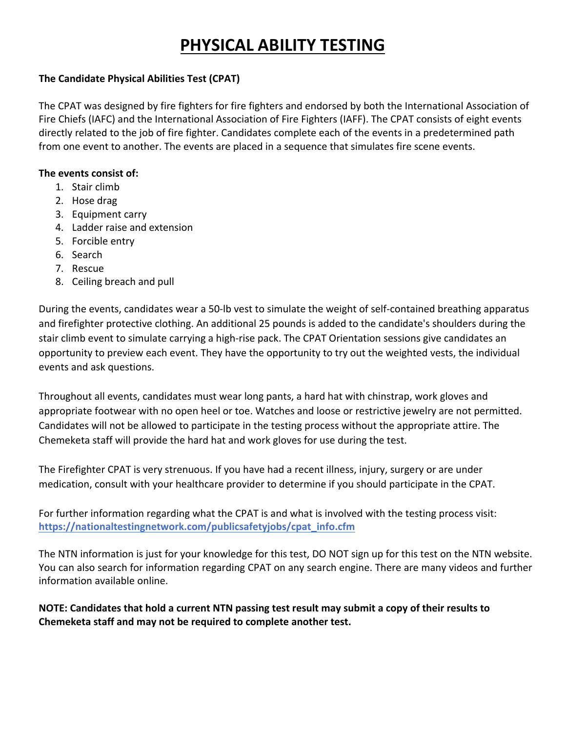# PHYSICAL ABILITY TESTING

**The Candidate Physical Abilities Test (CPAT)**

The CPAT was designed by fire fighters for fire fighters and endorsed by both the International Association of Fire Chiefs (IAFC) and the International Association of Fire Fighters (IAFF). The CPAT consists of eight events directly related to the job of fire fighter. Candidates complete each of the events in a predetermined path from one event to another. The events are placed in a sequence that simulates fire scene events.

**The events consist of:**

1. Stair climb
2. Hose drag
3. Equipment carry
4. Ladder raise and extension
5. Forcible entry
6. Search
7. Rescue
8. Ceiling breach and pull

During the events, candidates wear a 50-lb vest to simulate the weight of self-contained breathing apparatus and firefighter protective clothing. An additional 25 pounds is added to the candidate's shoulders during the stair climb event to simulate carrying a high-rise pack. The CPAT Orientation sessions give candidates an opportunity to preview each event. They have the opportunity to try out the weighted vests, the individual events and ask questions.

Throughout all events, candidates must wear long pants, a hard hat with chinstrap, work gloves and appropriate footwear with no open heel or toe. Watches and loose or restrictive jewelry are not permitted. Candidates will not be allowed to participate in the testing process without the appropriate attire. The Chemeketa staff will provide the hard hat and work gloves for use during the test.

The Firefighter CPAT is very strenuous. If you have had a recent illness, injury, surgery or are under medication, consult with your healthcare provider to determine if you should participate in the CPAT.

For further information regarding what the CPAT is and what is involved with the testing process visit: [https://nationaltestingnetwork.com/publicsafetyjobs/cpat_info.cfm](https://nationaltestingnetwork.com/publicsafetyjobs/cpat_info.cfm)

The NTN information is just for your knowledge for this test, DO NOT sign up for this test on the NTN website. You can also search for information regarding CPAT on any search engine. There are many videos and further information available online.

**NOTE: Candidates that hold a current NTN passing test result may submit a copy of their results to Chemeketa staff and may not be required to complete another test.**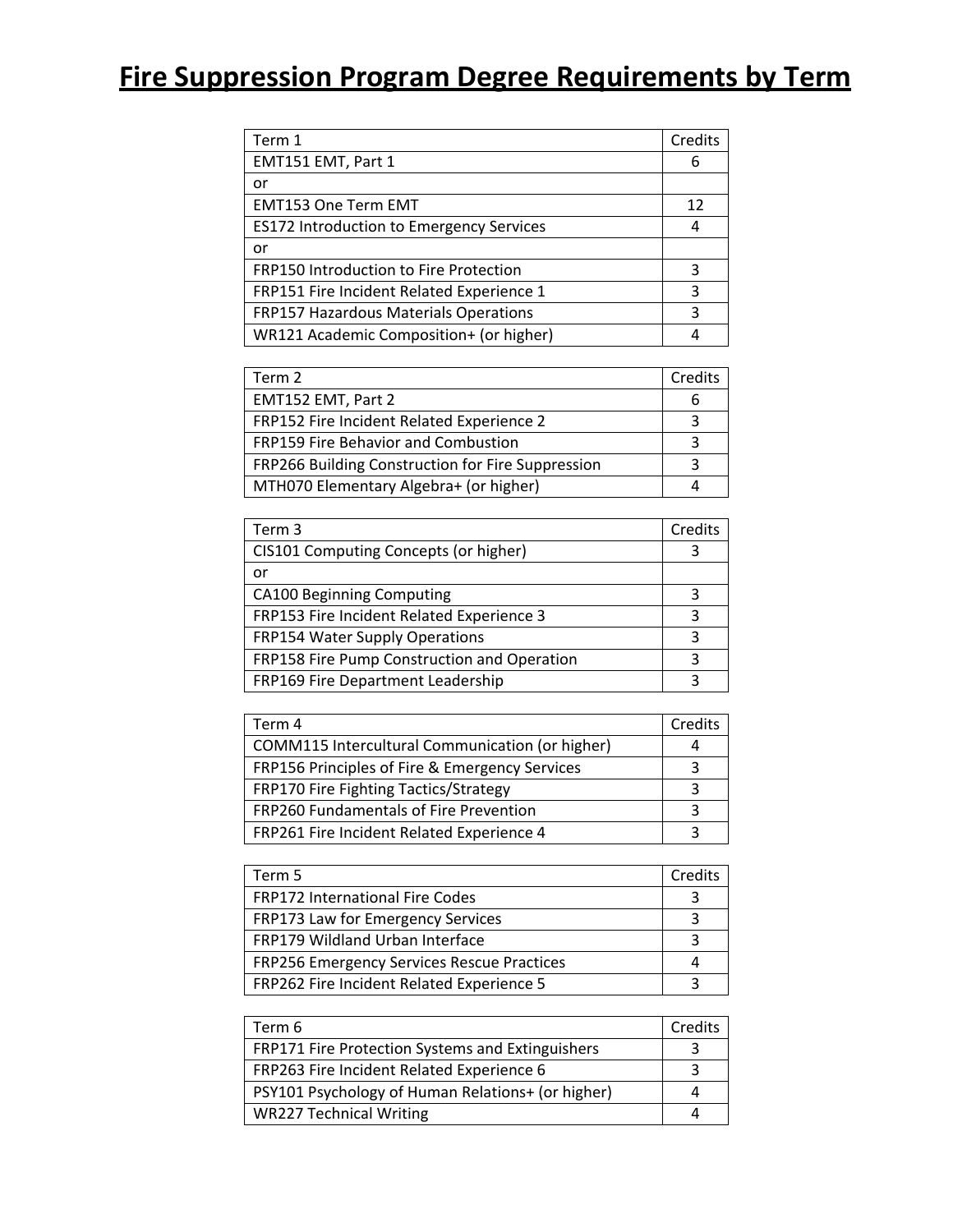# Fire Suppression Program Degree Requirements by Term

| Term 1 | Credits |
|---|---|
| EMT151 EMT, Part 1 | 6 |
| or | |
| EMT153 One Term EMT | 12 |
| ES172 Introduction to Emergency Services | 4 |
| or | |
| FRP150 Introduction to Fire Protection | 3 |
| FRP151 Fire Incident Related Experience 1 | 3 |
| FRP157 Hazardous Materials Operations | 3 |
| WR121 Academic Composition+ (or higher) | 4 |

| Term 2 | Credits |
|---|---|
| EMT152 EMT, Part 2 | 6 |
| FRP152 Fire Incident Related Experience 2 | 3 |
| FRP159 Fire Behavior and Combustion | 3 |
| FRP266 Building Construction for Fire Suppression | 3 |
| MTH070 Elementary Algebra+ (or higher) | 4 |

| Term 3 | Credits |
|---|---|
| CIS101 Computing Concepts (or higher) | 3 |
| or | |
| CA100 Beginning Computing | 3 |
| FRP153 Fire Incident Related Experience 3 | 3 |
| FRP154 Water Supply Operations | 3 |
| FRP158 Fire Pump Construction and Operation | 3 |
| FRP169 Fire Department Leadership | 3 |

| Term 4 | Credits |
|---|---|
| COMM115 Intercultural Communication (or higher) | 4 |
| FRP156 Principles of Fire & Emergency Services | 3 |
| FRP170 Fire Fighting Tactics/Strategy | 3 |
| FRP260 Fundamentals of Fire Prevention | 3 |
| FRP261 Fire Incident Related Experience 4 | 3 |

| Term 5 | Credits |
|---|---|
| FRP172 International Fire Codes | 3 |
| FRP173 Law for Emergency Services | 3 |
| FRP179 Wildland Urban Interface | 3 |
| FRP256 Emergency Services Rescue Practices | 4 |
| FRP262 Fire Incident Related Experience 5 | 3 |

| Term 6 | Credits |
|---|---|
| FRP171 Fire Protection Systems and Extinguishers | 3 |
| FRP263 Fire Incident Related Experience 6 | 3 |
| PSY101 Psychology of Human Relations+ (or higher) | 4 |
| WR227 Technical Writing | 4 |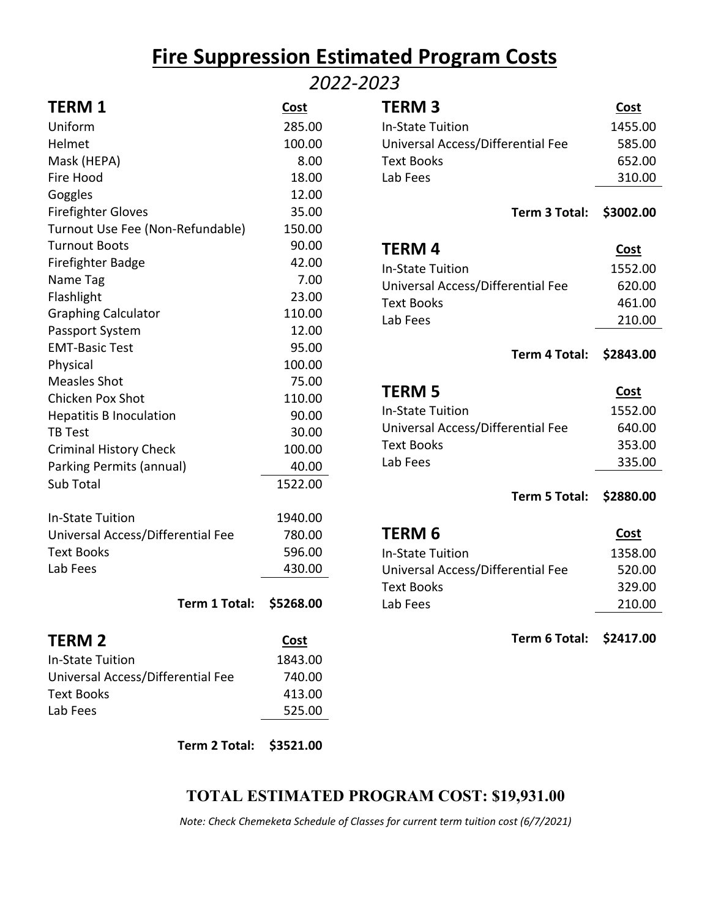# Fire Suppression Estimated Program Costs

*2022-2023*

## TERM 1

| | Cost |
|---|---|
| Uniform | 285.00 |
| Helmet | 100.00 |
| Mask (HEPA) | 8.00 |
| Fire Hood | 18.00 |
| Goggles | 12.00 |
| Firefighter Gloves | 35.00 |
| Turnout Use Fee (Non-Refundable) | 150.00 |
| Turnout Boots | 90.00 |
| Firefighter Badge | 42.00 |
| Name Tag | 7.00 |
| Flashlight | 23.00 |
| Graphing Calculator | 110.00 |
| Passport System | 12.00 |
| EMT-Basic Test | 95.00 |
| Physical | 100.00 |
| Measles Shot | 75.00 |
| Chicken Pox Shot | 110.00 |
| Hepatitis B Inoculation | 90.00 |
| TB Test | 30.00 |
| Criminal History Check | 100.00 |
| Parking Permits (annual) | 40.00 |
| Sub Total | 1522.00 |
| In-State Tuition | 1940.00 |
| Universal Access/Differential Fee | 780.00 |
| Text Books | 596.00 |
| Lab Fees | 430.00 |
| **Term 1 Total:** | **$5268.00** |

## TERM 2

| | Cost |
|---|---|
| In-State Tuition | 1843.00 |
| Universal Access/Differential Fee | 740.00 |
| Text Books | 413.00 |
| Lab Fees | 525.00 |
| **Term 2 Total:** | **$3521.00** |

## TERM 3

| | Cost |
|---|---|
| In-State Tuition | 1455.00 |
| Universal Access/Differential Fee | 585.00 |
| Text Books | 652.00 |
| Lab Fees | 310.00 |
| **Term 3 Total:** | **$3002.00** |

## TERM 4

| | Cost |
|---|---|
| In-State Tuition | 1552.00 |
| Universal Access/Differential Fee | 620.00 |
| Text Books | 461.00 |
| Lab Fees | 210.00 |
| **Term 4 Total:** | **$2843.00** |

## TERM 5

| | Cost |
|---|---|
| In-State Tuition | 1552.00 |
| Universal Access/Differential Fee | 640.00 |
| Text Books | 353.00 |
| Lab Fees | 335.00 |
| **Term 5 Total:** | **$2880.00** |

## TERM 6

| | Cost |
|---|---|
| In-State Tuition | 1358.00 |
| Universal Access/Differential Fee | 520.00 |
| Text Books | 329.00 |
| Lab Fees | 210.00 |
| **Term 6 Total:** | **$2417.00** |

**TOTAL ESTIMATED PROGRAM COST: $19,931.00**

*Note: Check Chemeketa Schedule of Classes for current term tuition cost (6/7/2021)*